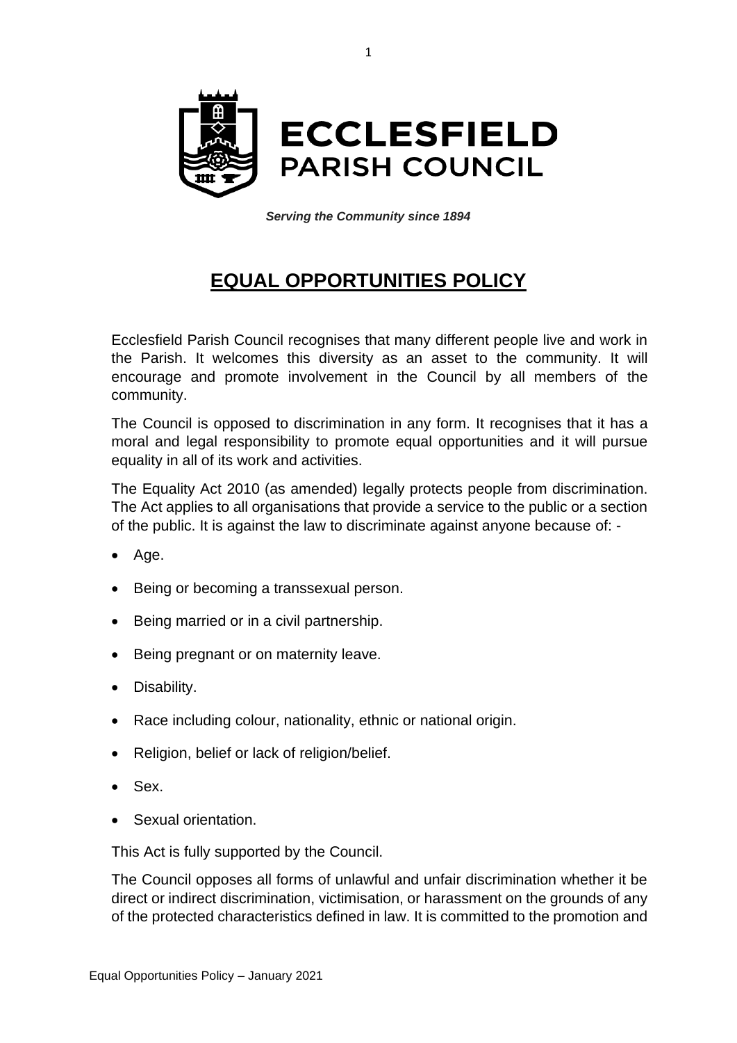# ECCLESFIELD PARISH COUNCIL

***Serving the Community since 1894***

## EQUAL OPPORTUNITIES POLICY

Ecclesfield Parish Council recognises that many different people live and work in the Parish. It welcomes this diversity as an asset to the community. It will encourage and promote involvement in the Council by all members of the community.

The Council is opposed to discrimination in any form. It recognises that it has a moral and legal responsibility to promote equal opportunities and it will pursue equality in all of its work and activities.

The Equality Act 2010 (as amended) legally protects people from discrimination. The Act applies to all organisations that provide a service to the public or a section of the public. It is against the law to discriminate against anyone because of: -

- Age.
- Being or becoming a transsexual person.
- Being married or in a civil partnership.
- Being pregnant or on maternity leave.
- Disability.
- Race including colour, nationality, ethnic or national origin.
- Religion, belief or lack of religion/belief.
- Sex.
- Sexual orientation.

This Act is fully supported by the Council.

The Council opposes all forms of unlawful and unfair discrimination whether it be direct or indirect discrimination, victimisation, or harassment on the grounds of any of the protected characteristics defined in law. It is committed to the promotion and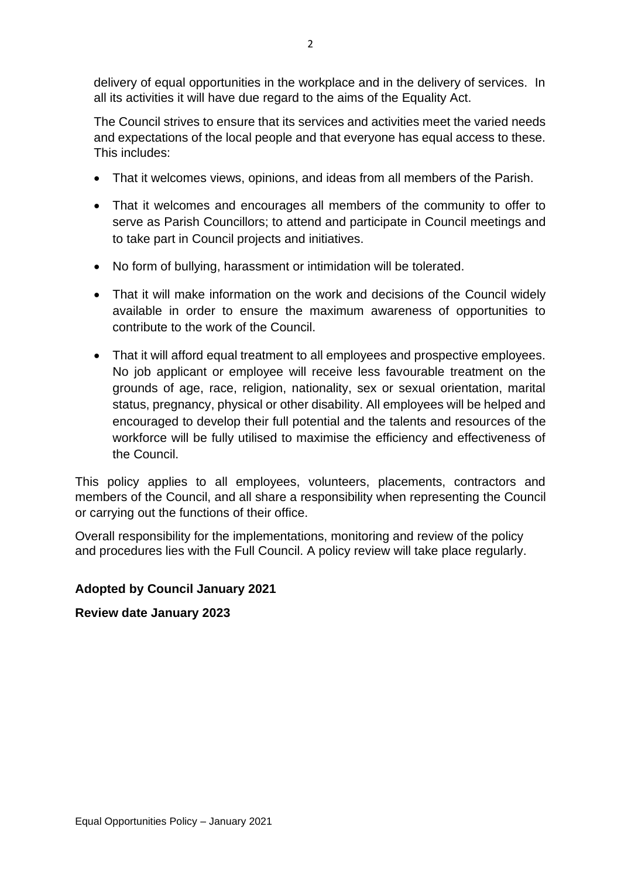delivery of equal opportunities in the workplace and in the delivery of services. In all its activities it will have due regard to the aims of the Equality Act.

The Council strives to ensure that its services and activities meet the varied needs and expectations of the local people and that everyone has equal access to these. This includes:

- That it welcomes views, opinions, and ideas from all members of the Parish.
- That it welcomes and encourages all members of the community to offer to serve as Parish Councillors; to attend and participate in Council meetings and to take part in Council projects and initiatives.
- No form of bullying, harassment or intimidation will be tolerated.
- That it will make information on the work and decisions of the Council widely available in order to ensure the maximum awareness of opportunities to contribute to the work of the Council.
- That it will afford equal treatment to all employees and prospective employees. No job applicant or employee will receive less favourable treatment on the grounds of age, race, religion, nationality, sex or sexual orientation, marital status, pregnancy, physical or other disability. All employees will be helped and encouraged to develop their full potential and the talents and resources of the workforce will be fully utilised to maximise the efficiency and effectiveness of the Council.

This policy applies to all employees, volunteers, placements, contractors and members of the Council, and all share a responsibility when representing the Council or carrying out the functions of their office.

Overall responsibility for the implementations, monitoring and review of the policy and procedures lies with the Full Council. A policy review will take place regularly.

**Adopted by Council January 2021**

**Review date January 2023**